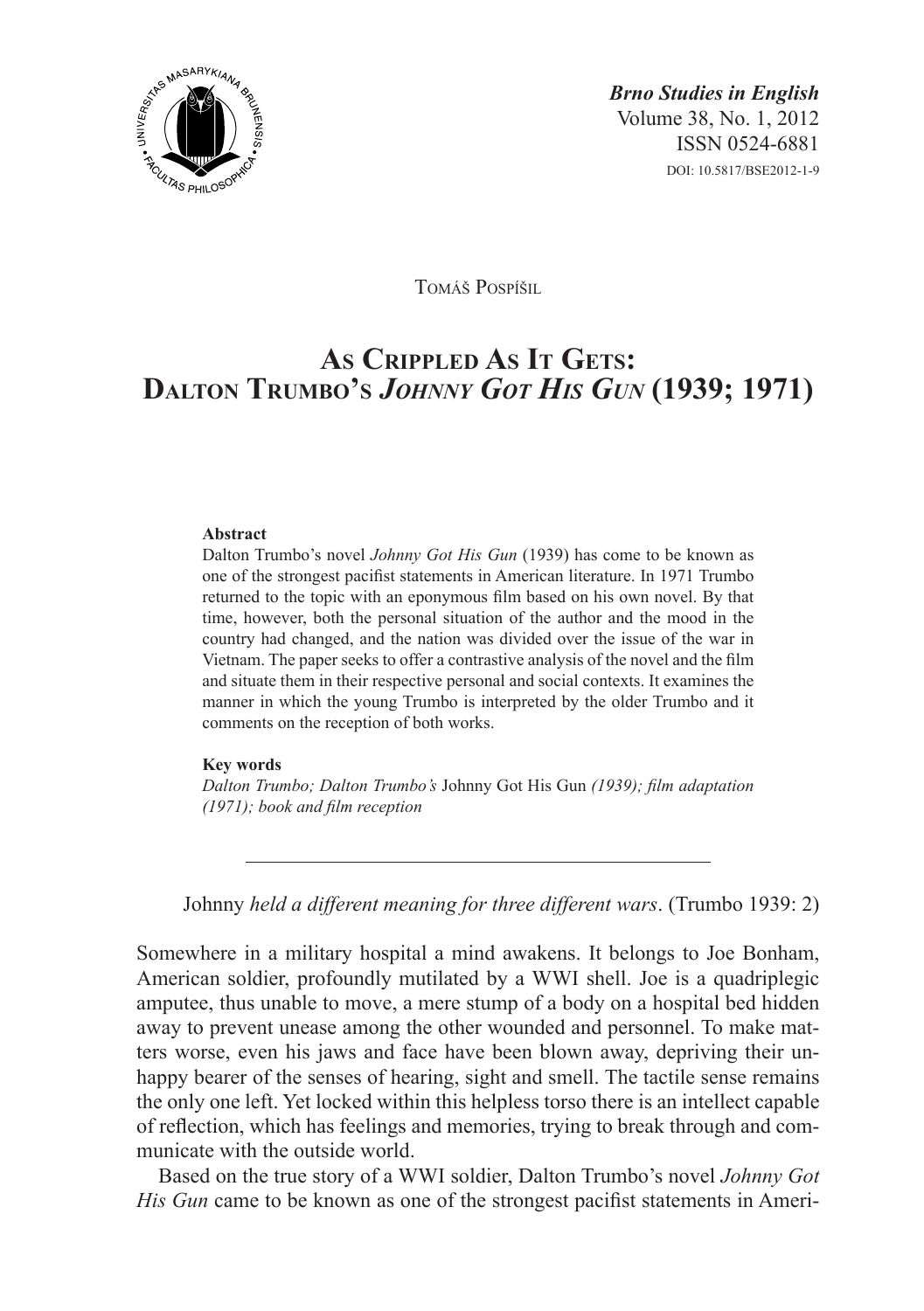*Brno Studies in English*
Volume 38, No. 1, 2012
ISSN 0524-6881
DOI: 10.5817/BSE2012-1-9

Tomáš Pospíšil

# As Crippled As It Gets: Dalton Trumbo's *Johnny Got His Gun* (1939; 1971)

**Abstract**

Dalton Trumbo's novel *Johnny Got His Gun* (1939) has come to be known as one of the strongest pacifist statements in American literature. In 1971 Trumbo returned to the topic with an eponymous film based on his own novel. By that time, however, both the personal situation of the author and the mood in the country had changed, and the nation was divided over the issue of the war in Vietnam. The paper seeks to offer a contrastive analysis of the novel and the film and situate them in their respective personal and social contexts. It examines the manner in which the young Trumbo is interpreted by the older Trumbo and it comments on the reception of both works.

**Key words**

*Dalton Trumbo; Dalton Trumbo's* Johnny Got His Gun *(1939); film adaptation (1971); book and film reception*

---

Johnny *held a different meaning for three different wars*. (Trumbo 1939: 2)

Somewhere in a military hospital a mind awakens. It belongs to Joe Bonham, American soldier, profoundly mutilated by a WWI shell. Joe is a quadriplegic amputee, thus unable to move, a mere stump of a body on a hospital bed hidden away to prevent unease among the other wounded and personnel. To make matters worse, even his jaws and face have been blown away, depriving their unhappy bearer of the senses of hearing, sight and smell. The tactile sense remains the only one left. Yet locked within this helpless torso there is an intellect capable of reflection, which has feelings and memories, trying to break through and communicate with the outside world.

Based on the true story of a WWI soldier, Dalton Trumbo's novel *Johnny Got His Gun* came to be known as one of the strongest pacifist statements in Ameri-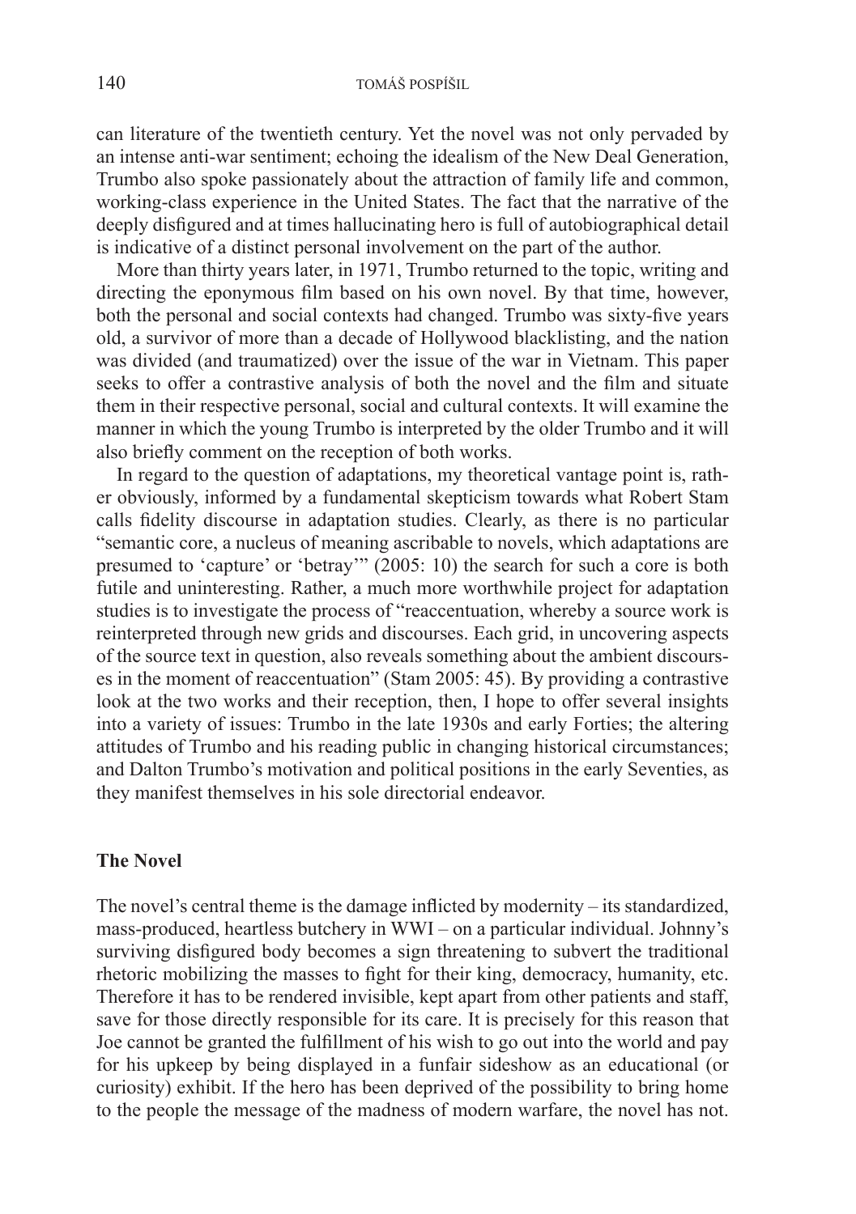can literature of the twentieth century. Yet the novel was not only pervaded by an intense anti-war sentiment; echoing the idealism of the New Deal Generation, Trumbo also spoke passionately about the attraction of family life and common, working-class experience in the United States. The fact that the narrative of the deeply disfigured and at times hallucinating hero is full of autobiographical detail is indicative of a distinct personal involvement on the part of the author.

More than thirty years later, in 1971, Trumbo returned to the topic, writing and directing the eponymous film based on his own novel. By that time, however, both the personal and social contexts had changed. Trumbo was sixty-five years old, a survivor of more than a decade of Hollywood blacklisting, and the nation was divided (and traumatized) over the issue of the war in Vietnam. This paper seeks to offer a contrastive analysis of both the novel and the film and situate them in their respective personal, social and cultural contexts. It will examine the manner in which the young Trumbo is interpreted by the older Trumbo and it will also briefly comment on the reception of both works.

In regard to the question of adaptations, my theoretical vantage point is, rather obviously, informed by a fundamental skepticism towards what Robert Stam calls fidelity discourse in adaptation studies. Clearly, as there is no particular "semantic core, a nucleus of meaning ascribable to novels, which adaptations are presumed to 'capture' or 'betray'" (2005: 10) the search for such a core is both futile and uninteresting. Rather, a much more worthwhile project for adaptation studies is to investigate the process of "reaccentuation, whereby a source work is reinterpreted through new grids and discourses. Each grid, in uncovering aspects of the source text in question, also reveals something about the ambient discourses in the moment of reaccentuation" (Stam 2005: 45). By providing a contrastive look at the two works and their reception, then, I hope to offer several insights into a variety of issues: Trumbo in the late 1930s and early Forties; the altering attitudes of Trumbo and his reading public in changing historical circumstances; and Dalton Trumbo's motivation and political positions in the early Seventies, as they manifest themselves in his sole directorial endeavor.

## The Novel

The novel's central theme is the damage inflicted by modernity – its standardized, mass-produced, heartless butchery in WWI – on a particular individual. Johnny's surviving disfigured body becomes a sign threatening to subvert the traditional rhetoric mobilizing the masses to fight for their king, democracy, humanity, etc. Therefore it has to be rendered invisible, kept apart from other patients and staff, save for those directly responsible for its care. It is precisely for this reason that Joe cannot be granted the fulfillment of his wish to go out into the world and pay for his upkeep by being displayed in a funfair sideshow as an educational (or curiosity) exhibit. If the hero has been deprived of the possibility to bring home to the people the message of the madness of modern warfare, the novel has not.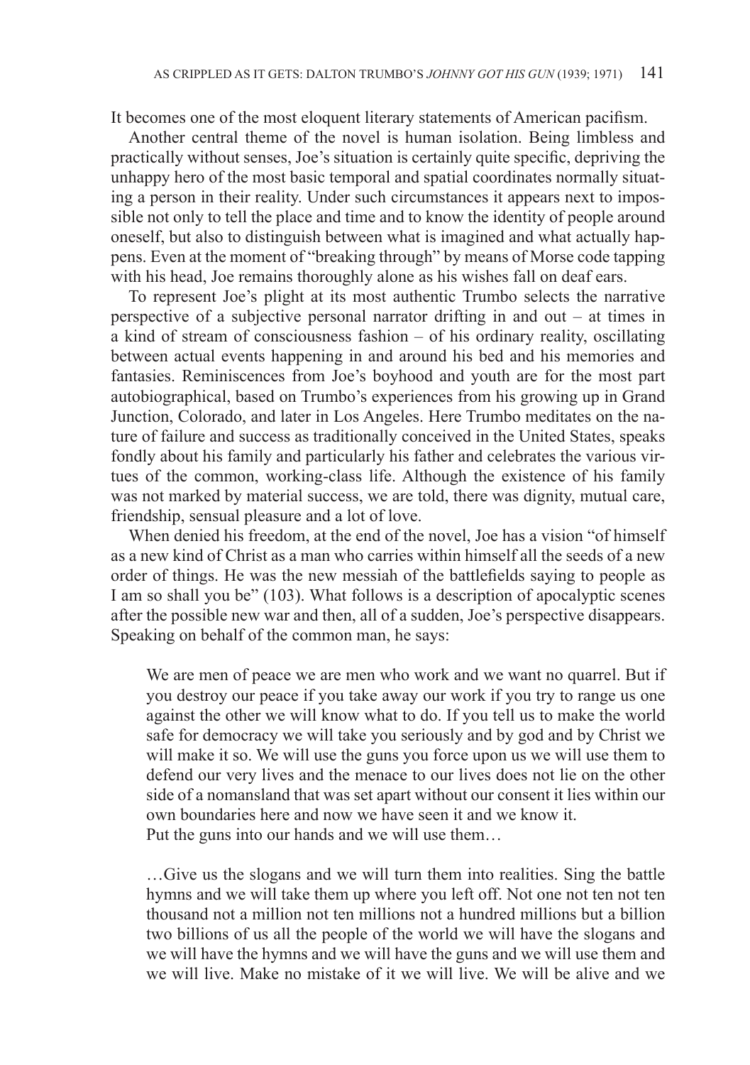It becomes one of the most eloquent literary statements of American pacifism.

Another central theme of the novel is human isolation. Being limbless and practically without senses, Joe's situation is certainly quite specific, depriving the unhappy hero of the most basic temporal and spatial coordinates normally situating a person in their reality. Under such circumstances it appears next to impossible not only to tell the place and time and to know the identity of people around oneself, but also to distinguish between what is imagined and what actually happens. Even at the moment of "breaking through" by means of Morse code tapping with his head, Joe remains thoroughly alone as his wishes fall on deaf ears.

To represent Joe's plight at its most authentic Trumbo selects the narrative perspective of a subjective personal narrator drifting in and out – at times in a kind of stream of consciousness fashion – of his ordinary reality, oscillating between actual events happening in and around his bed and his memories and fantasies. Reminiscences from Joe's boyhood and youth are for the most part autobiographical, based on Trumbo's experiences from his growing up in Grand Junction, Colorado, and later in Los Angeles. Here Trumbo meditates on the nature of failure and success as traditionally conceived in the United States, speaks fondly about his family and particularly his father and celebrates the various virtues of the common, working-class life. Although the existence of his family was not marked by material success, we are told, there was dignity, mutual care, friendship, sensual pleasure and a lot of love.

When denied his freedom, at the end of the novel, Joe has a vision "of himself as a new kind of Christ as a man who carries within himself all the seeds of a new order of things. He was the new messiah of the battlefields saying to people as I am so shall you be" (103). What follows is a description of apocalyptic scenes after the possible new war and then, all of a sudden, Joe's perspective disappears. Speaking on behalf of the common man, he says:

> We are men of peace we are men who work and we want no quarrel. But if you destroy our peace if you take away our work if you try to range us one against the other we will know what to do. If you tell us to make the world safe for democracy we will take you seriously and by god and by Christ we will make it so. We will use the guns you force upon us we will use them to defend our very lives and the menace to our lives does not lie on the other side of a nomansland that was set apart without our consent it lies within our own boundaries here and now we have seen it and we know it.
> Put the guns into our hands and we will use them…
>
> …Give us the slogans and we will turn them into realities. Sing the battle hymns and we will take them up where you left off. Not one not ten not ten thousand not a million not ten millions not a hundred millions but a billion two billions of us all the people of the world we will have the slogans and we will have the hymns and we will have the guns and we will use them and we will live. Make no mistake of it we will live. We will be alive and we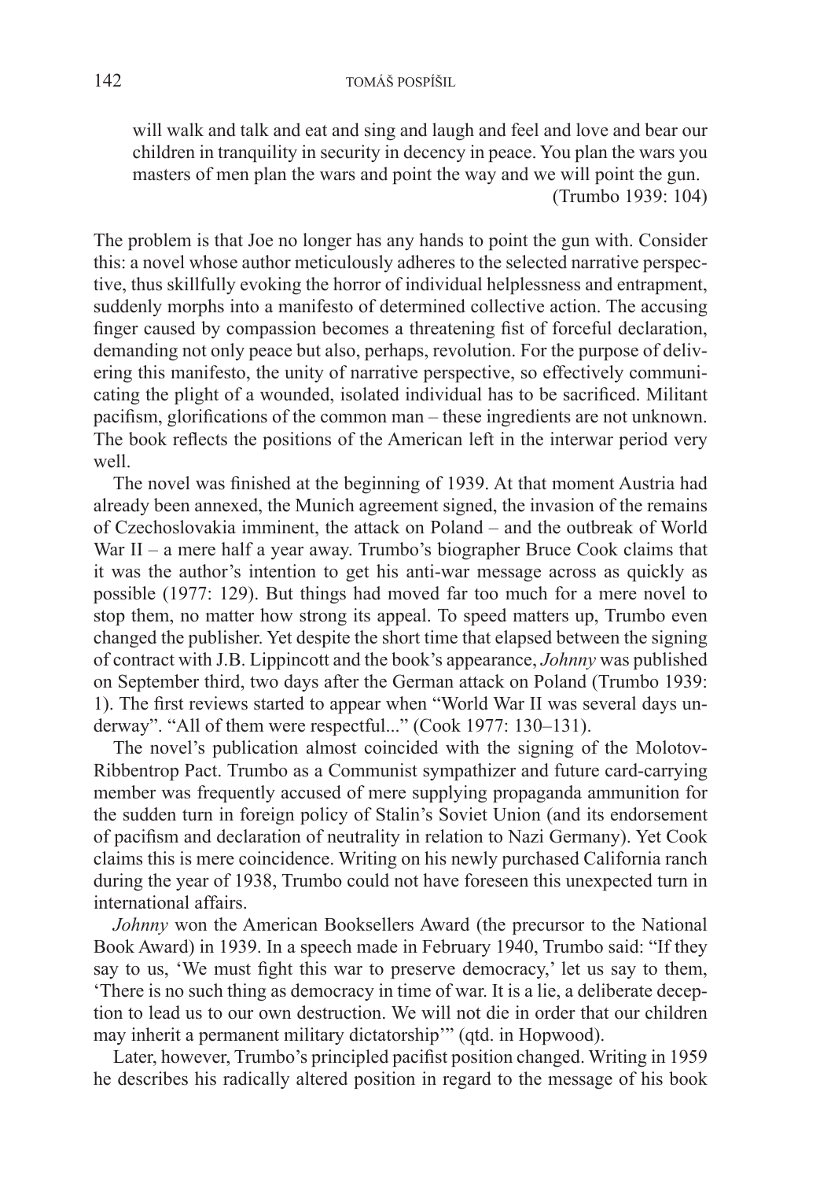> will walk and talk and eat and sing and laugh and feel and love and bear our children in tranquility in security in decency in peace. You plan the wars you masters of men plan the wars and point the way and we will point the gun. (Trumbo 1939: 104)

The problem is that Joe no longer has any hands to point the gun with. Consider this: a novel whose author meticulously adheres to the selected narrative perspective, thus skillfully evoking the horror of individual helplessness and entrapment, suddenly morphs into a manifesto of determined collective action. The accusing finger caused by compassion becomes a threatening fist of forceful declaration, demanding not only peace but also, perhaps, revolution. For the purpose of delivering this manifesto, the unity of narrative perspective, so effectively communicating the plight of a wounded, isolated individual has to be sacrificed. Militant pacifism, glorifications of the common man – these ingredients are not unknown. The book reflects the positions of the American left in the interwar period very well.

The novel was finished at the beginning of 1939. At that moment Austria had already been annexed, the Munich agreement signed, the invasion of the remains of Czechoslovakia imminent, the attack on Poland – and the outbreak of World War II – a mere half a year away. Trumbo's biographer Bruce Cook claims that it was the author's intention to get his anti-war message across as quickly as possible (1977: 129). But things had moved far too much for a mere novel to stop them, no matter how strong its appeal. To speed matters up, Trumbo even changed the publisher. Yet despite the short time that elapsed between the signing of contract with J.B. Lippincott and the book's appearance, *Johnny* was published on September third, two days after the German attack on Poland (Trumbo 1939: 1). The first reviews started to appear when "World War II was several days underway". "All of them were respectful..." (Cook 1977: 130–131).

The novel's publication almost coincided with the signing of the Molotov-Ribbentrop Pact. Trumbo as a Communist sympathizer and future card-carrying member was frequently accused of mere supplying propaganda ammunition for the sudden turn in foreign policy of Stalin's Soviet Union (and its endorsement of pacifism and declaration of neutrality in relation to Nazi Germany). Yet Cook claims this is mere coincidence. Writing on his newly purchased California ranch during the year of 1938, Trumbo could not have foreseen this unexpected turn in international affairs.

*Johnny* won the American Booksellers Award (the precursor to the National Book Award) in 1939. In a speech made in February 1940, Trumbo said: "If they say to us, 'We must fight this war to preserve democracy,' let us say to them, 'There is no such thing as democracy in time of war. It is a lie, a deliberate deception to lead us to our own destruction. We will not die in order that our children may inherit a permanent military dictatorship'" (qtd. in Hopwood).

Later, however, Trumbo's principled pacifist position changed. Writing in 1959 he describes his radically altered position in regard to the message of his book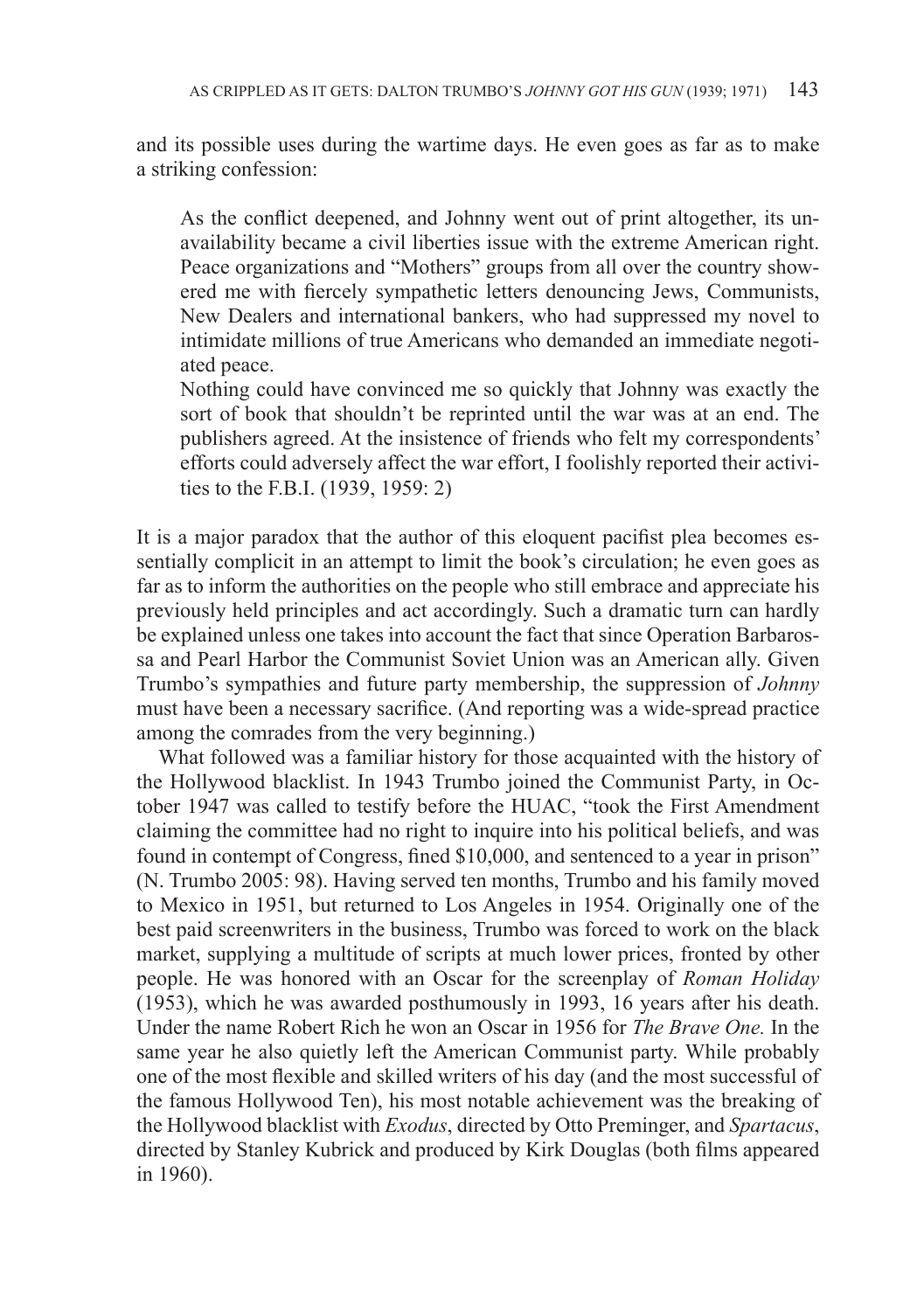and its possible uses during the wartime days. He even goes as far as to make a striking confession:

> As the conflict deepened, and Johnny went out of print altogether, its unavailability became a civil liberties issue with the extreme American right. Peace organizations and "Mothers" groups from all over the country showered me with fiercely sympathetic letters denouncing Jews, Communists, New Dealers and international bankers, who had suppressed my novel to intimidate millions of true Americans who demanded an immediate negotiated peace.
>
> Nothing could have convinced me so quickly that Johnny was exactly the sort of book that shouldn't be reprinted until the war was at an end. The publishers agreed. At the insistence of friends who felt my correspondents' efforts could adversely affect the war effort, I foolishly reported their activities to the F.B.I. (1939, 1959: 2)

It is a major paradox that the author of this eloquent pacifist plea becomes essentially complicit in an attempt to limit the book's circulation; he even goes as far as to inform the authorities on the people who still embrace and appreciate his previously held principles and act accordingly. Such a dramatic turn can hardly be explained unless one takes into account the fact that since Operation Barbarossa and Pearl Harbor the Communist Soviet Union was an American ally. Given Trumbo's sympathies and future party membership, the suppression of *Johnny* must have been a necessary sacrifice. (And reporting was a wide-spread practice among the comrades from the very beginning.)

What followed was a familiar history for those acquainted with the history of the Hollywood blacklist. In 1943 Trumbo joined the Communist Party, in October 1947 was called to testify before the HUAC, "took the First Amendment claiming the committee had no right to inquire into his political beliefs, and was found in contempt of Congress, fined $10,000, and sentenced to a year in prison" (N. Trumbo 2005: 98). Having served ten months, Trumbo and his family moved to Mexico in 1951, but returned to Los Angeles in 1954. Originally one of the best paid screenwriters in the business, Trumbo was forced to work on the black market, supplying a multitude of scripts at much lower prices, fronted by other people. He was honored with an Oscar for the screenplay of *Roman Holiday* (1953), which he was awarded posthumously in 1993, 16 years after his death. Under the name Robert Rich he won an Oscar in 1956 for *The Brave One.* In the same year he also quietly left the American Communist party. While probably one of the most flexible and skilled writers of his day (and the most successful of the famous Hollywood Ten), his most notable achievement was the breaking of the Hollywood blacklist with *Exodus*, directed by Otto Preminger, and *Spartacus*, directed by Stanley Kubrick and produced by Kirk Douglas (both films appeared in 1960).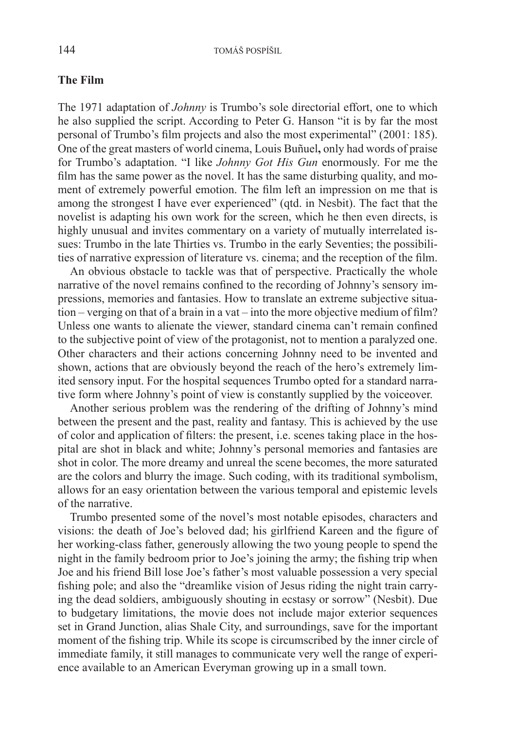## The Film

The 1971 adaptation of *Johnny* is Trumbo's sole directorial effort, one to which he also supplied the script. According to Peter G. Hanson "it is by far the most personal of Trumbo's film projects and also the most experimental" (2001: 185). One of the great masters of world cinema, Louis Buñuel**,** only had words of praise for Trumbo's adaptation. "I like *Johnny Got His Gun* enormously. For me the film has the same power as the novel. It has the same disturbing quality, and moment of extremely powerful emotion. The film left an impression on me that is among the strongest I have ever experienced" (qtd. in Nesbit). The fact that the novelist is adapting his own work for the screen, which he then even directs, is highly unusual and invites commentary on a variety of mutually interrelated issues: Trumbo in the late Thirties vs. Trumbo in the early Seventies; the possibilities of narrative expression of literature vs. cinema; and the reception of the film.

An obvious obstacle to tackle was that of perspective. Practically the whole narrative of the novel remains confined to the recording of Johnny's sensory impressions, memories and fantasies. How to translate an extreme subjective situation – verging on that of a brain in a vat – into the more objective medium of film? Unless one wants to alienate the viewer, standard cinema can't remain confined to the subjective point of view of the protagonist, not to mention a paralyzed one. Other characters and their actions concerning Johnny need to be invented and shown, actions that are obviously beyond the reach of the hero's extremely limited sensory input. For the hospital sequences Trumbo opted for a standard narrative form where Johnny's point of view is constantly supplied by the voiceover.

Another serious problem was the rendering of the drifting of Johnny's mind between the present and the past, reality and fantasy. This is achieved by the use of color and application of filters: the present, i.e. scenes taking place in the hospital are shot in black and white; Johnny's personal memories and fantasies are shot in color. The more dreamy and unreal the scene becomes, the more saturated are the colors and blurry the image. Such coding, with its traditional symbolism, allows for an easy orientation between the various temporal and epistemic levels of the narrative.

Trumbo presented some of the novel's most notable episodes, characters and visions: the death of Joe's beloved dad; his girlfriend Kareen and the figure of her working-class father, generously allowing the two young people to spend the night in the family bedroom prior to Joe's joining the army; the fishing trip when Joe and his friend Bill lose Joe's father's most valuable possession a very special fishing pole; and also the "dreamlike vision of Jesus riding the night train carrying the dead soldiers, ambiguously shouting in ecstasy or sorrow" (Nesbit). Due to budgetary limitations, the movie does not include major exterior sequences set in Grand Junction, alias Shale City, and surroundings, save for the important moment of the fishing trip. While its scope is circumscribed by the inner circle of immediate family, it still manages to communicate very well the range of experience available to an American Everyman growing up in a small town.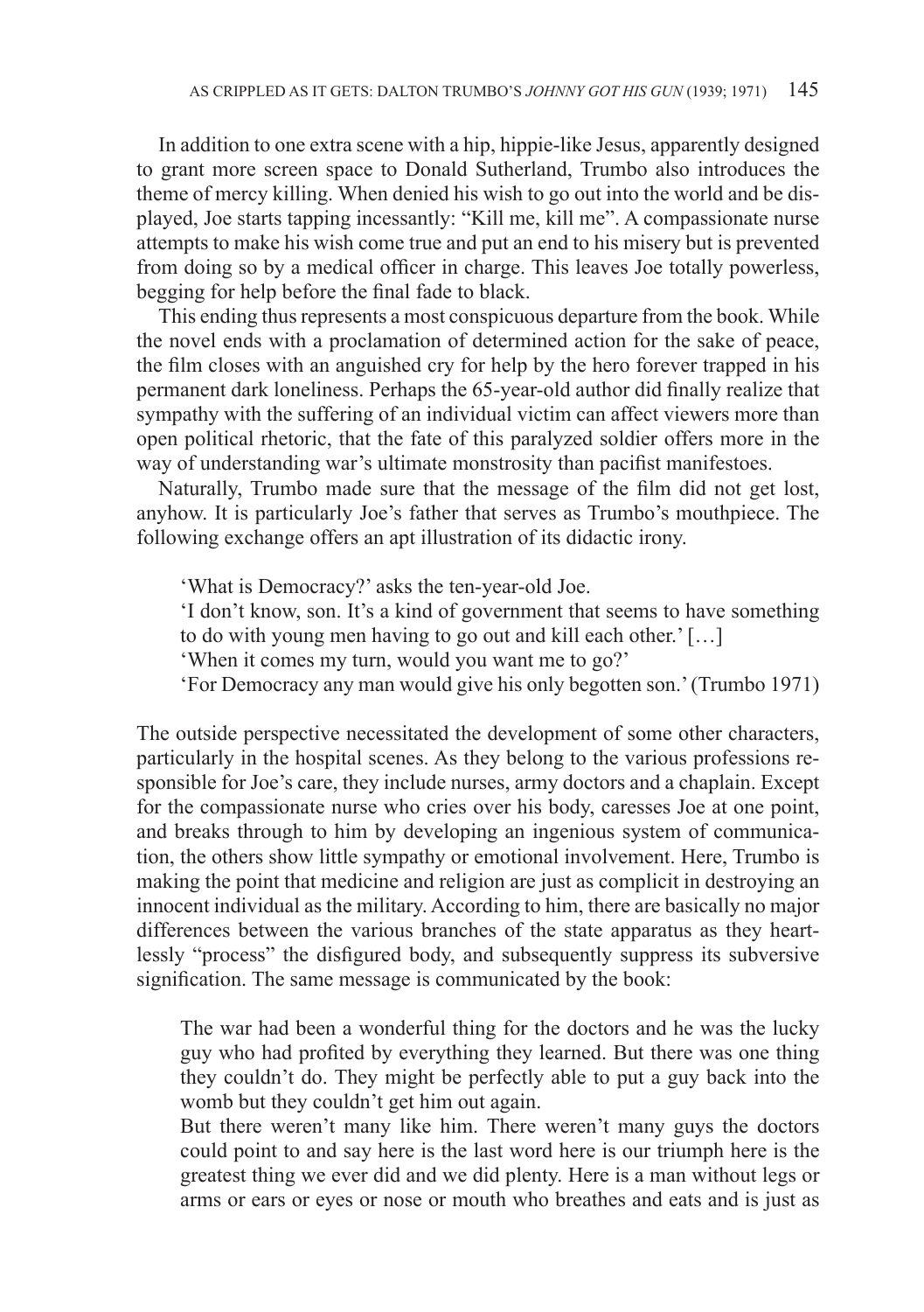In addition to one extra scene with a hip, hippie-like Jesus, apparently designed to grant more screen space to Donald Sutherland, Trumbo also introduces the theme of mercy killing. When denied his wish to go out into the world and be displayed, Joe starts tapping incessantly: "Kill me, kill me". A compassionate nurse attempts to make his wish come true and put an end to his misery but is prevented from doing so by a medical officer in charge. This leaves Joe totally powerless, begging for help before the final fade to black.

This ending thus represents a most conspicuous departure from the book. While the novel ends with a proclamation of determined action for the sake of peace, the film closes with an anguished cry for help by the hero forever trapped in his permanent dark loneliness. Perhaps the 65-year-old author did finally realize that sympathy with the suffering of an individual victim can affect viewers more than open political rhetoric, that the fate of this paralyzed soldier offers more in the way of understanding war's ultimate monstrosity than pacifist manifestoes.

Naturally, Trumbo made sure that the message of the film did not get lost, anyhow. It is particularly Joe's father that serves as Trumbo's mouthpiece. The following exchange offers an apt illustration of its didactic irony.

> 'What is Democracy?' asks the ten-year-old Joe.
> 'I don't know, son. It's a kind of government that seems to have something to do with young men having to go out and kill each other.' […]
> 'When it comes my turn, would you want me to go?'
> 'For Democracy any man would give his only begotten son.' (Trumbo 1971)

The outside perspective necessitated the development of some other characters, particularly in the hospital scenes. As they belong to the various professions responsible for Joe's care, they include nurses, army doctors and a chaplain. Except for the compassionate nurse who cries over his body, caresses Joe at one point, and breaks through to him by developing an ingenious system of communication, the others show little sympathy or emotional involvement. Here, Trumbo is making the point that medicine and religion are just as complicit in destroying an innocent individual as the military. According to him, there are basically no major differences between the various branches of the state apparatus as they heartlessly "process" the disfigured body, and subsequently suppress its subversive signification. The same message is communicated by the book:

> The war had been a wonderful thing for the doctors and he was the lucky guy who had profited by everything they learned. But there was one thing they couldn't do. They might be perfectly able to put a guy back into the womb but they couldn't get him out again.
> But there weren't many like him. There weren't many guys the doctors could point to and say here is the last word here is our triumph here is the greatest thing we ever did and we did plenty. Here is a man without legs or arms or ears or eyes or nose or mouth who breathes and eats and is just as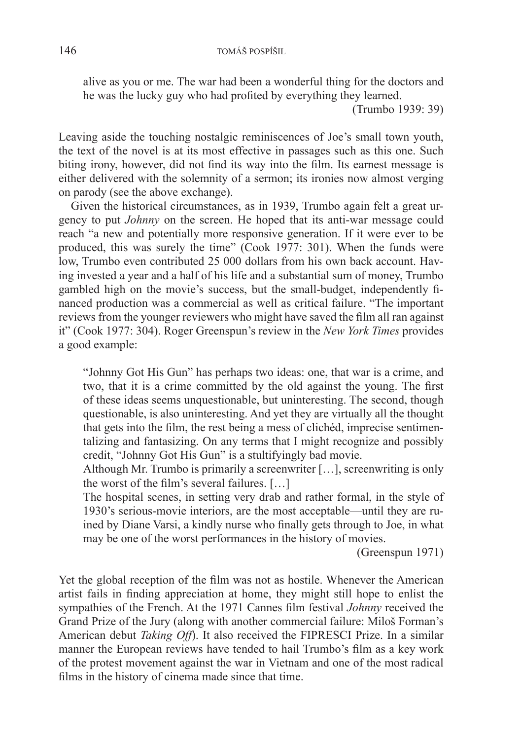> alive as you or me. The war had been a wonderful thing for the doctors and he was the lucky guy who had profited by everything they learned.
>
> (Trumbo 1939: 39)

Leaving aside the touching nostalgic reminiscences of Joe's small town youth, the text of the novel is at its most effective in passages such as this one. Such biting irony, however, did not find its way into the film. Its earnest message is either delivered with the solemnity of a sermon; its ironies now almost verging on parody (see the above exchange).

Given the historical circumstances, as in 1939, Trumbo again felt a great urgency to put *Johnny* on the screen. He hoped that its anti-war message could reach "a new and potentially more responsive generation. If it were ever to be produced, this was surely the time" (Cook 1977: 301). When the funds were low, Trumbo even contributed 25 000 dollars from his own back account. Having invested a year and a half of his life and a substantial sum of money, Trumbo gambled high on the movie's success, but the small-budget, independently financed production was a commercial as well as critical failure. "The important reviews from the younger reviewers who might have saved the film all ran against it" (Cook 1977: 304). Roger Greenspun's review in the *New York Times* provides a good example:

> "Johnny Got His Gun" has perhaps two ideas: one, that war is a crime, and two, that it is a crime committed by the old against the young. The first of these ideas seems unquestionable, but uninteresting. The second, though questionable, is also uninteresting. And yet they are virtually all the thought that gets into the film, the rest being a mess of clichéd, imprecise sentimentalizing and fantasizing. On any terms that I might recognize and possibly credit, "Johnny Got His Gun" is a stultifyingly bad movie.
>
> Although Mr. Trumbo is primarily a screenwriter […], screenwriting is only the worst of the film's several failures. […]
>
> The hospital scenes, in setting very drab and rather formal, in the style of 1930's serious-movie interiors, are the most acceptable—until they are ruined by Diane Varsi, a kindly nurse who finally gets through to Joe, in what may be one of the worst performances in the history of movies.
>
> (Greenspun 1971)

Yet the global reception of the film was not as hostile. Whenever the American artist fails in finding appreciation at home, they might still hope to enlist the sympathies of the French. At the 1971 Cannes film festival *Johnny* received the Grand Prize of the Jury (along with another commercial failure: Miloš Forman's American debut *Taking Off*). It also received the FIPRESCI Prize. In a similar manner the European reviews have tended to hail Trumbo's film as a key work of the protest movement against the war in Vietnam and one of the most radical films in the history of cinema made since that time.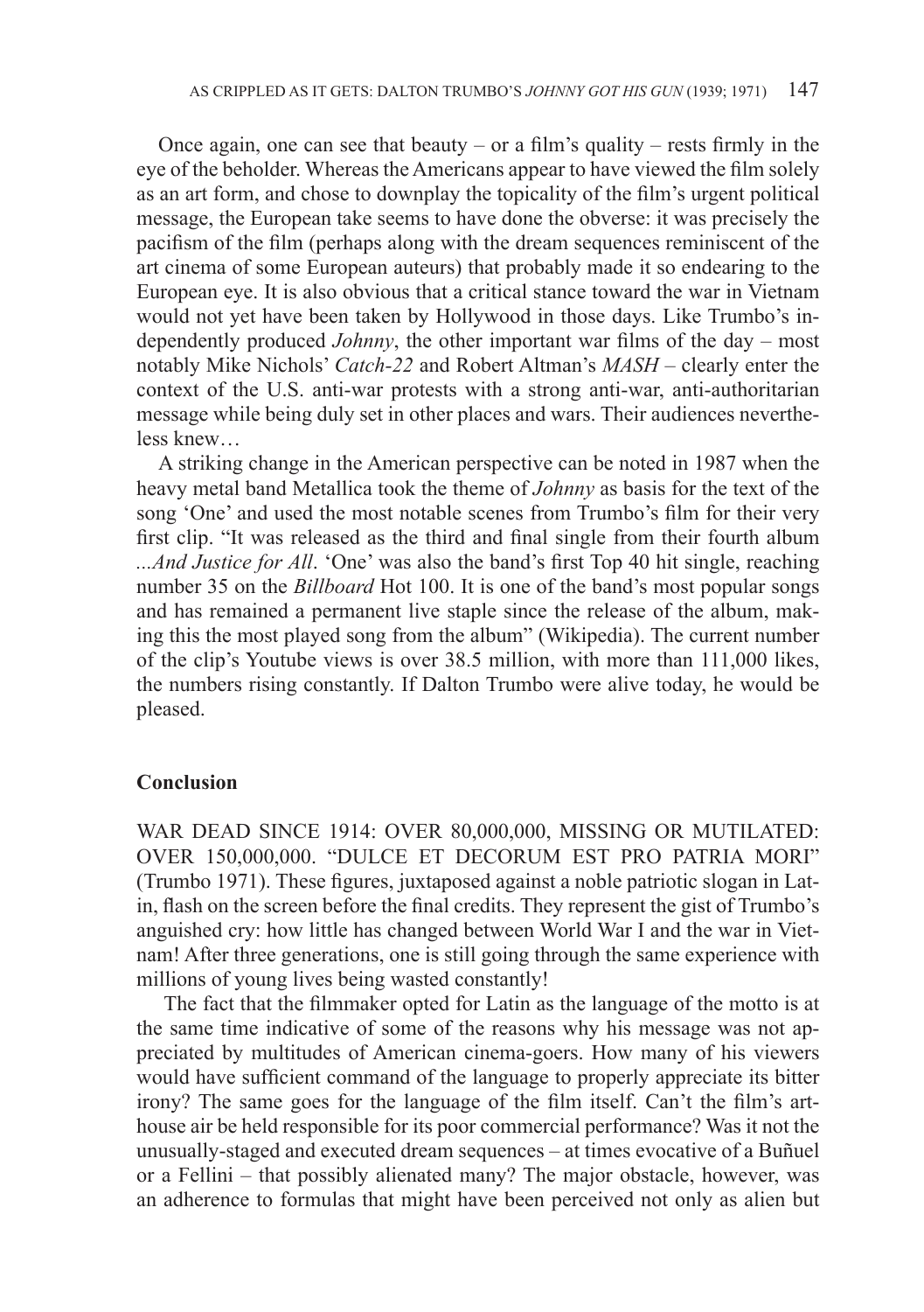Once again, one can see that beauty – or a film's quality – rests firmly in the eye of the beholder. Whereas the Americans appear to have viewed the film solely as an art form, and chose to downplay the topicality of the film's urgent political message, the European take seems to have done the obverse: it was precisely the pacifism of the film (perhaps along with the dream sequences reminiscent of the art cinema of some European auteurs) that probably made it so endearing to the European eye. It is also obvious that a critical stance toward the war in Vietnam would not yet have been taken by Hollywood in those days. Like Trumbo's independently produced *Johnny*, the other important war films of the day – most notably Mike Nichols' *Catch-22* and Robert Altman's *MASH* – clearly enter the context of the U.S. anti-war protests with a strong anti-war, anti-authoritarian message while being duly set in other places and wars. Their audiences nevertheless knew…

A striking change in the American perspective can be noted in 1987 when the heavy metal band Metallica took the theme of *Johnny* as basis for the text of the song 'One' and used the most notable scenes from Trumbo's film for their very first clip. "It was released as the third and final single from their fourth album *...And Justice for All*. 'One' was also the band's first Top 40 hit single, reaching number 35 on the *Billboard* Hot 100. It is one of the band's most popular songs and has remained a permanent live staple since the release of the album, making this the most played song from the album" (Wikipedia). The current number of the clip's Youtube views is over 38.5 million, with more than 111,000 likes, the numbers rising constantly. If Dalton Trumbo were alive today, he would be pleased.

## Conclusion

WAR DEAD SINCE 1914: OVER 80,000,000, MISSING OR MUTILATED: OVER 150,000,000. "DULCE ET DECORUM EST PRO PATRIA MORI" (Trumbo 1971). These figures, juxtaposed against a noble patriotic slogan in Latin, flash on the screen before the final credits. They represent the gist of Trumbo's anguished cry: how little has changed between World War I and the war in Vietnam! After three generations, one is still going through the same experience with millions of young lives being wasted constantly!

The fact that the filmmaker opted for Latin as the language of the motto is at the same time indicative of some of the reasons why his message was not appreciated by multitudes of American cinema-goers. How many of his viewers would have sufficient command of the language to properly appreciate its bitter irony? The same goes for the language of the film itself. Can't the film's art-house air be held responsible for its poor commercial performance? Was it not the unusually-staged and executed dream sequences – at times evocative of a Buñuel or a Fellini – that possibly alienated many? The major obstacle, however, was an adherence to formulas that might have been perceived not only as alien but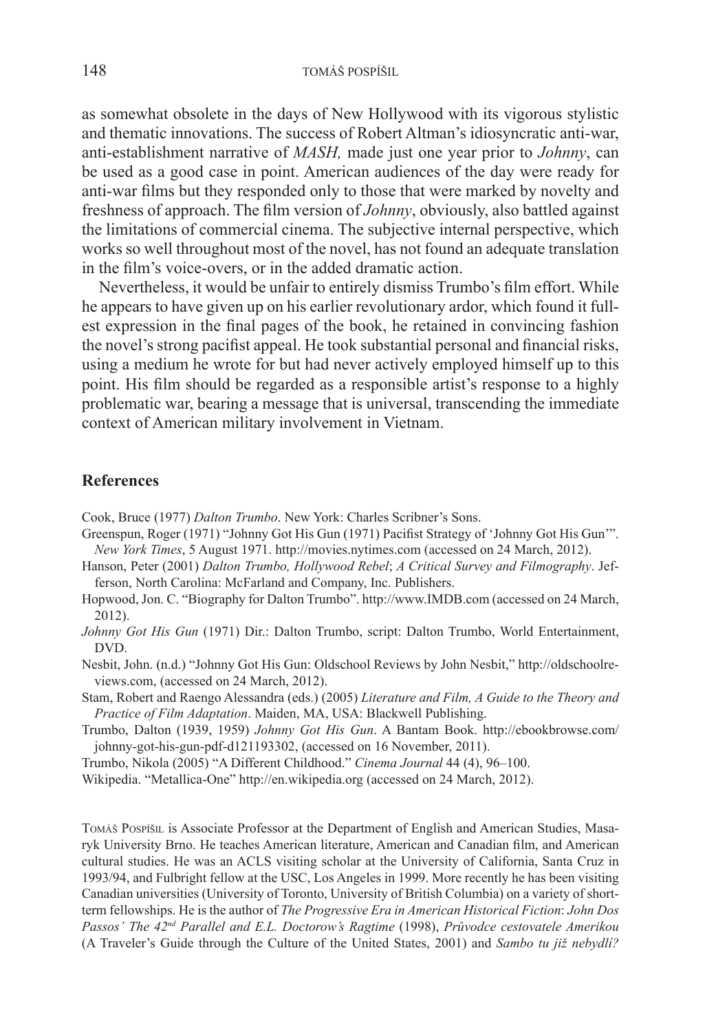as somewhat obsolete in the days of New Hollywood with its vigorous stylistic and thematic innovations. The success of Robert Altman's idiosyncratic anti-war, anti-establishment narrative of *MASH,* made just one year prior to *Johnny*, can be used as a good case in point. American audiences of the day were ready for anti-war films but they responded only to those that were marked by novelty and freshness of approach. The film version of *Johnny*, obviously, also battled against the limitations of commercial cinema. The subjective internal perspective, which works so well throughout most of the novel, has not found an adequate translation in the film's voice-overs, or in the added dramatic action.

Nevertheless, it would be unfair to entirely dismiss Trumbo's film effort. While he appears to have given up on his earlier revolutionary ardor, which found it fullest expression in the final pages of the book, he retained in convincing fashion the novel's strong pacifist appeal. He took substantial personal and financial risks, using a medium he wrote for but had never actively employed himself up to this point. His film should be regarded as a responsible artist's response to a highly problematic war, bearing a message that is universal, transcending the immediate context of American military involvement in Vietnam.

## References

Cook, Bruce (1977) *Dalton Trumbo*. New York: Charles Scribner's Sons.

Greenspun, Roger (1971) "Johnny Got His Gun (1971) Pacifist Strategy of 'Johnny Got His Gun'". *New York Times*, 5 August 1971. http://movies.nytimes.com (accessed on 24 March, 2012).

Hanson, Peter (2001) *Dalton Trumbo, Hollywood Rebel*; *A Critical Survey and Filmography*. Jefferson, North Carolina: McFarland and Company, Inc. Publishers.

Hopwood, Jon. C. "Biography for Dalton Trumbo". http://www.IMDB.com (accessed on 24 March, 2012).

*Johnny Got His Gun* (1971) Dir.: Dalton Trumbo, script: Dalton Trumbo, World Entertainment, DVD.

Nesbit, John. (n.d.) "Johnny Got His Gun: Oldschool Reviews by John Nesbit," http://oldschoolreviews.com, (accessed on 24 March, 2012).

Stam, Robert and Raengo Alessandra (eds.) (2005) *Literature and Film, A Guide to the Theory and Practice of Film Adaptation*. Maiden, MA, USA: Blackwell Publishing.

Trumbo, Dalton (1939, 1959) *Johnny Got His Gun*. A Bantam Book. http://ebookbrowse.com/johnny-got-his-gun-pdf-d121193302, (accessed on 16 November, 2011).

Trumbo, Nikola (2005) "A Different Childhood." *Cinema Journal* 44 (4), 96–100.

Wikipedia. "Metallica-One" http://en.wikipedia.org (accessed on 24 March, 2012).

Tomáš Pospíšil is Associate Professor at the Department of English and American Studies, Masaryk University Brno. He teaches American literature, American and Canadian film, and American cultural studies. He was an ACLS visiting scholar at the University of California, Santa Cruz in 1993/94, and Fulbright fellow at the USC, Los Angeles in 1999. More recently he has been visiting Canadian universities (University of Toronto, University of British Columbia) on a variety of short-term fellowships. He is the author of *The Progressive Era in American Historical Fiction*: *John Dos Passos' The 42nd Parallel and E.L. Doctorow's Ragtime* (1998), *Průvodce cestovatele Amerikou* (A Traveler's Guide through the Culture of the United States, 2001) and *Sambo tu již nebydlí?*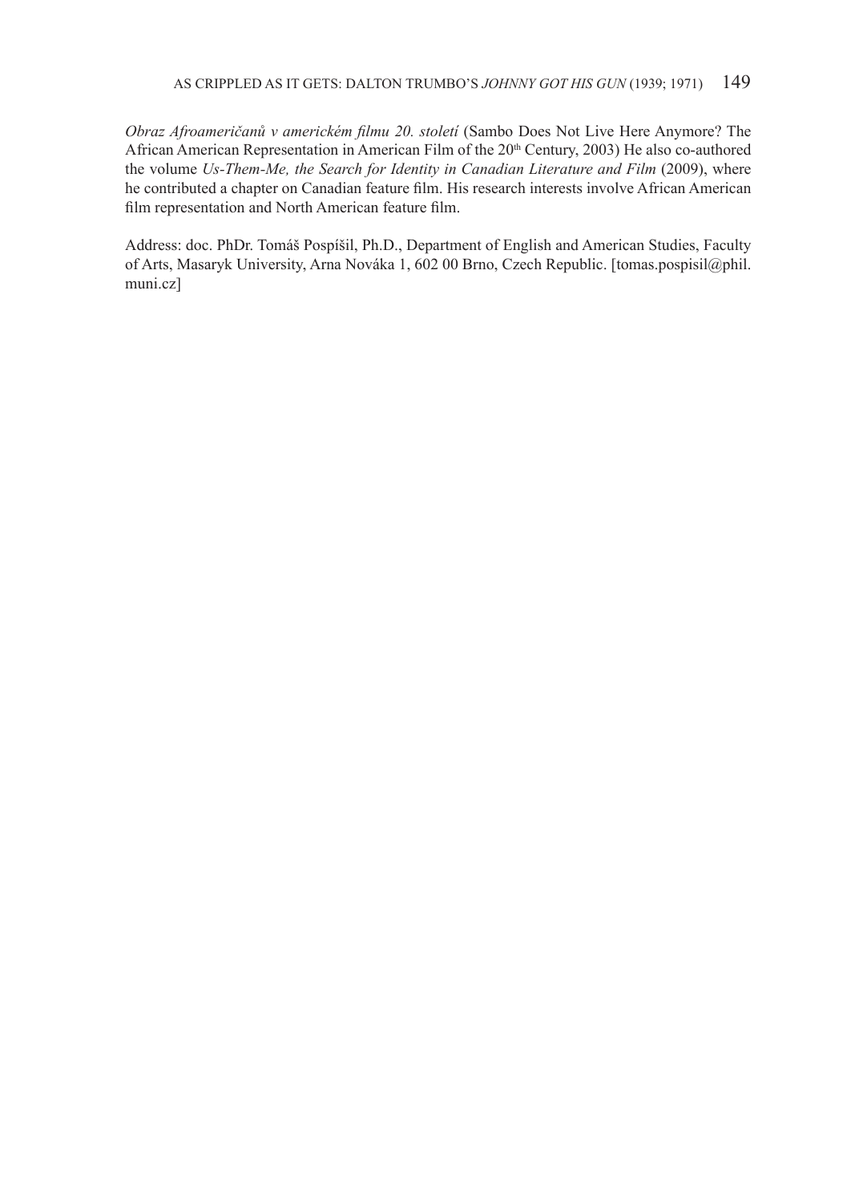*Obraz Afroameričanů v americkém filmu 20. století* (Sambo Does Not Live Here Anymore? The African American Representation in American Film of the 20th Century, 2003) He also co-authored the volume *Us-Them-Me, the Search for Identity in Canadian Literature and Film* (2009), where he contributed a chapter on Canadian feature film. His research interests involve African American film representation and North American feature film.

Address: doc. PhDr. Tomáš Pospíšil, Ph.D., Department of English and American Studies, Faculty of Arts, Masaryk University, Arna Nováka 1, 602 00 Brno, Czech Republic. [tomas.pospisil@phil.muni.cz]